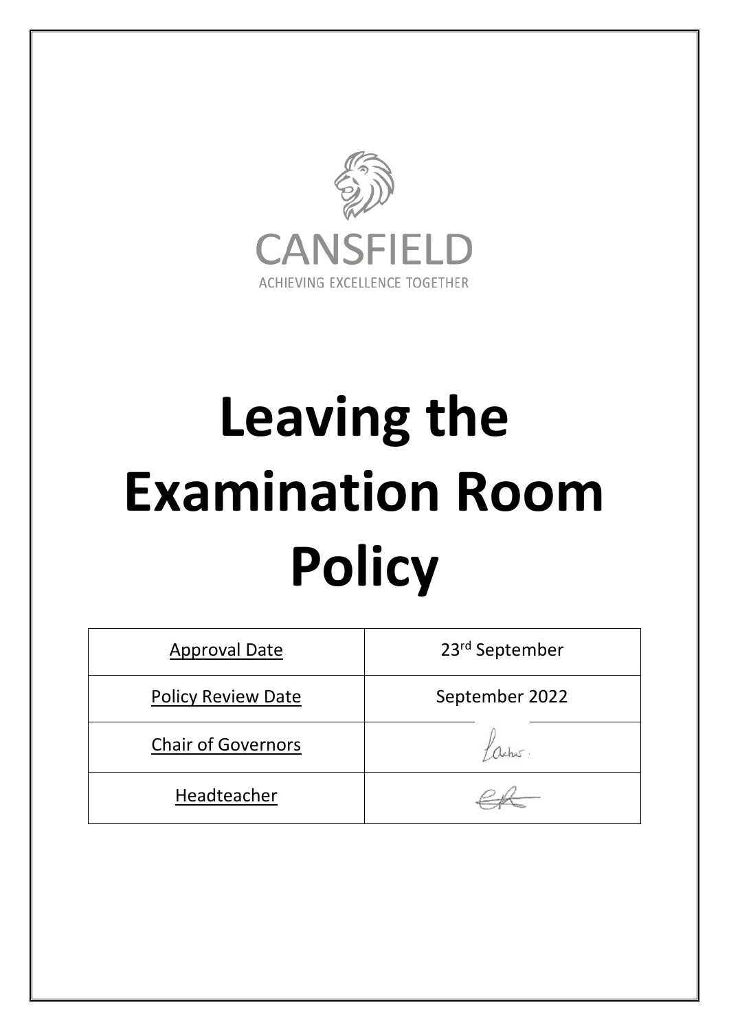CANSFIELD

ACHIEVING EXCELLENCE TOGETHER

# Leaving the Examination Room Policy

| Approval Date | 23rd September |
| --- | --- |
| Policy Review Date | September 2022 |
| Chair of Governors | |
| Headteacher | |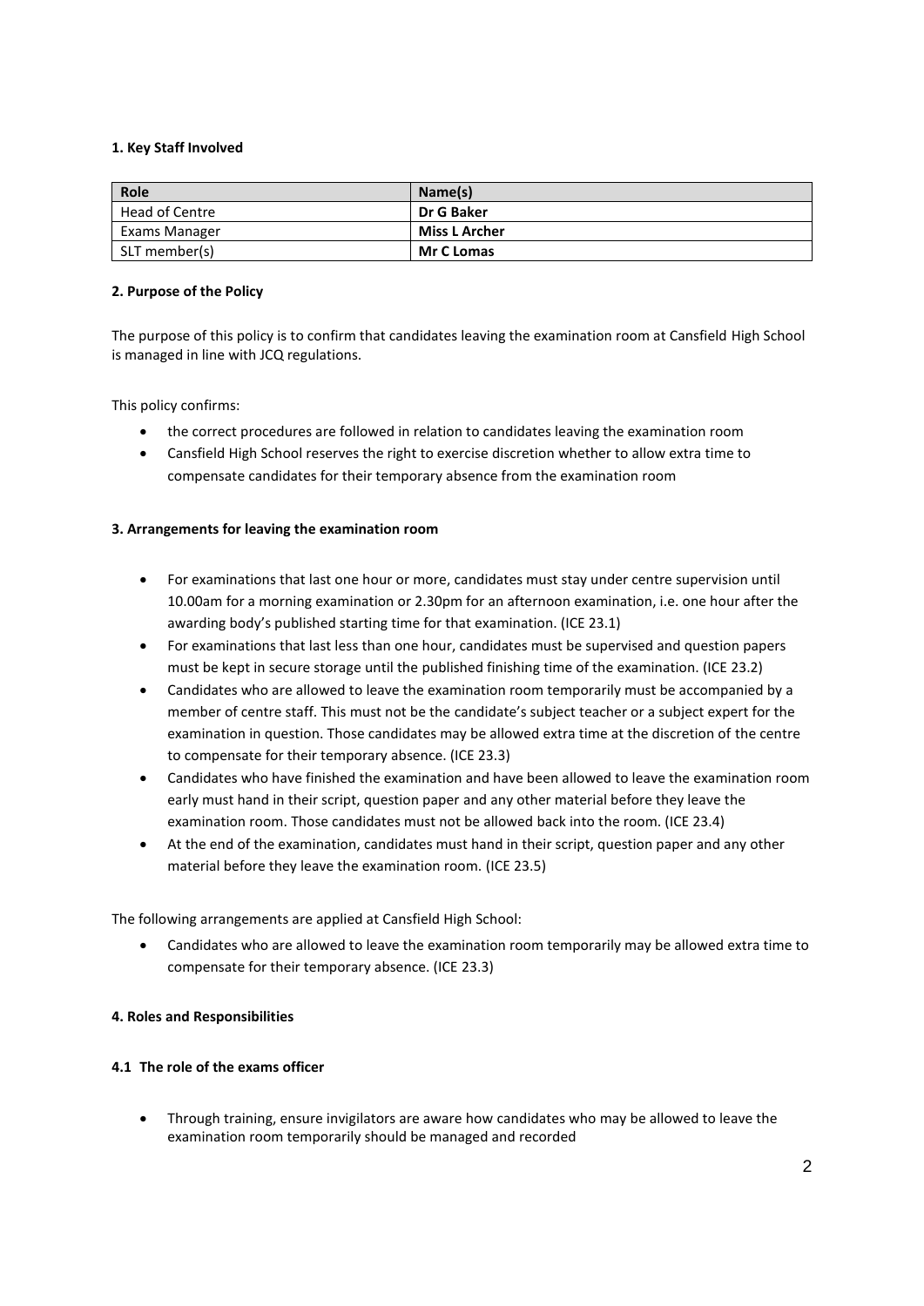### 1. Key Staff Involved

| Role | Name(s) |
|---|---|
| Head of Centre | **Dr G Baker** |
| Exams Manager | **Miss L Archer** |
| SLT member(s) | **Mr C Lomas** |

### 2. Purpose of the Policy

The purpose of this policy is to confirm that candidates leaving the examination room at Cansfield High School is managed in line with JCQ regulations.

This policy confirms:

- the correct procedures are followed in relation to candidates leaving the examination room
- Cansfield High School reserves the right to exercise discretion whether to allow extra time to compensate candidates for their temporary absence from the examination room

### 3. Arrangements for leaving the examination room

- For examinations that last one hour or more, candidates must stay under centre supervision until 10.00am for a morning examination or 2.30pm for an afternoon examination, i.e. one hour after the awarding body's published starting time for that examination. (ICE 23.1)
- For examinations that last less than one hour, candidates must be supervised and question papers must be kept in secure storage until the published finishing time of the examination. (ICE 23.2)
- Candidates who are allowed to leave the examination room temporarily must be accompanied by a member of centre staff. This must not be the candidate's subject teacher or a subject expert for the examination in question. Those candidates may be allowed extra time at the discretion of the centre to compensate for their temporary absence. (ICE 23.3)
- Candidates who have finished the examination and have been allowed to leave the examination room early must hand in their script, question paper and any other material before they leave the examination room. Those candidates must not be allowed back into the room. (ICE 23.4)
- At the end of the examination, candidates must hand in their script, question paper and any other material before they leave the examination room. (ICE 23.5)

The following arrangements are applied at Cansfield High School:

- Candidates who are allowed to leave the examination room temporarily may be allowed extra time to compensate for their temporary absence. (ICE 23.3)

### 4. Roles and Responsibilities

#### 4.1 The role of the exams officer

- Through training, ensure invigilators are aware how candidates who may be allowed to leave the examination room temporarily should be managed and recorded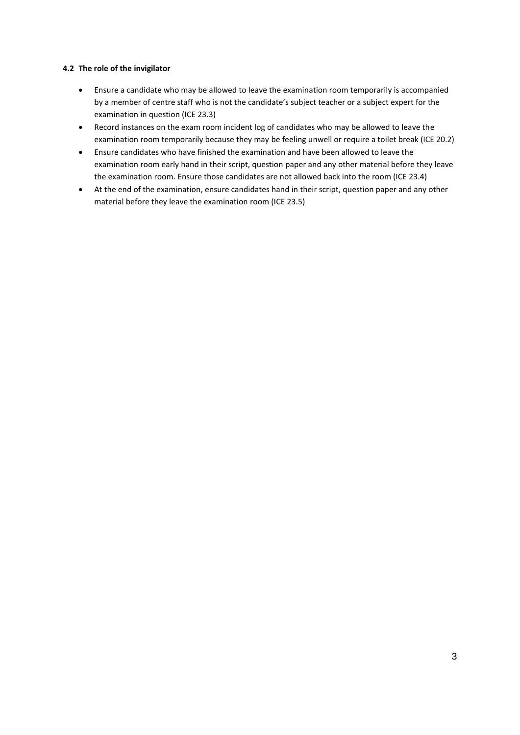#### 4.2 The role of the invigilator

- Ensure a candidate who may be allowed to leave the examination room temporarily is accompanied by a member of centre staff who is not the candidate's subject teacher or a subject expert for the examination in question (ICE 23.3)
- Record instances on the exam room incident log of candidates who may be allowed to leave the examination room temporarily because they may be feeling unwell or require a toilet break (ICE 20.2)
- Ensure candidates who have finished the examination and have been allowed to leave the examination room early hand in their script, question paper and any other material before they leave the examination room. Ensure those candidates are not allowed back into the room (ICE 23.4)
- At the end of the examination, ensure candidates hand in their script, question paper and any other material before they leave the examination room (ICE 23.5)